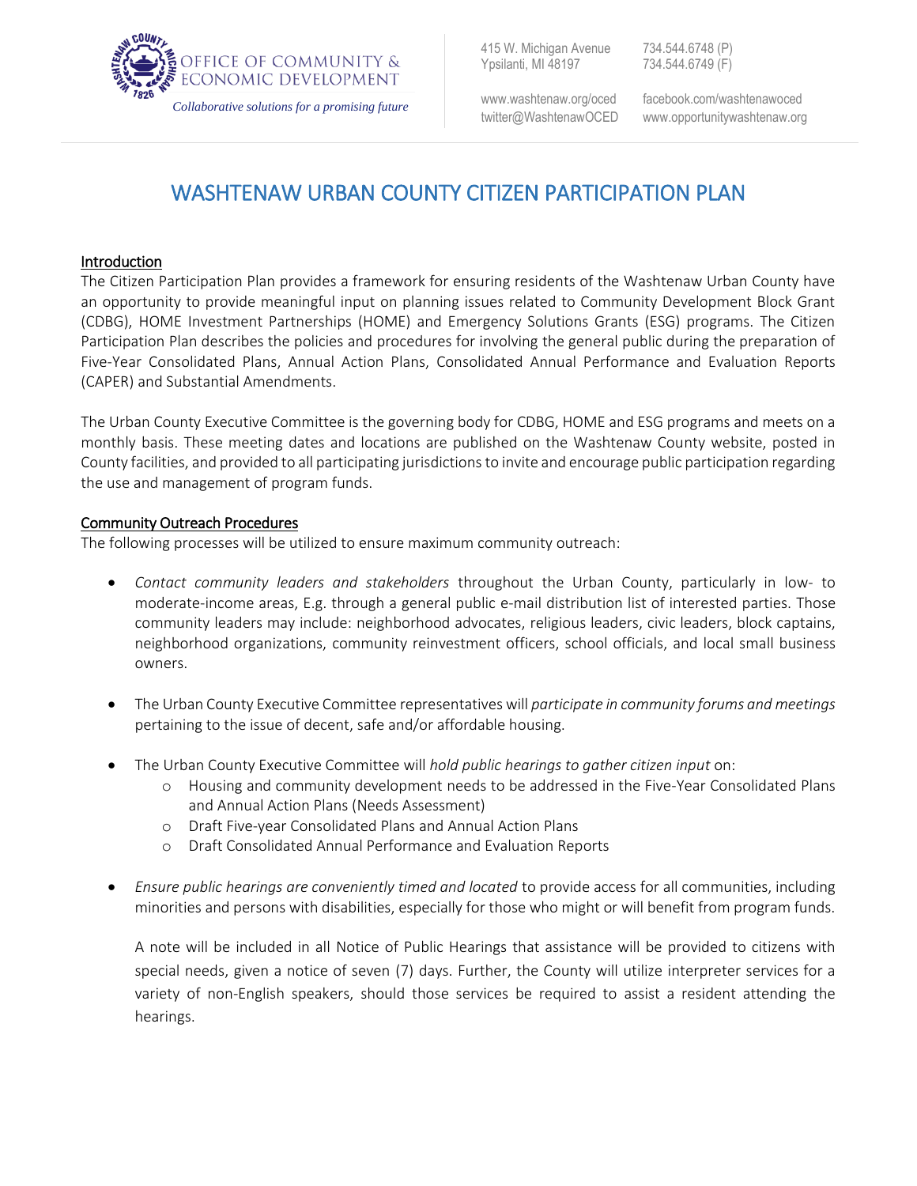OFFICE OF COMMUNITY & ECONOMIC DEVELOPMENT

*Collaborative solutions for a promising future*

415 W. Michigan Avenue
Ypsilanti, MI 48197

734.544.6748 (P)
734.544.6749 (F)

www.washtenaw.org/oced
twitter@WashtenawOCED

facebook.com/washtenawoced
www.opportunitywashtenaw.org

# WASHTENAW URBAN COUNTY CITIZEN PARTICIPATION PLAN

## Introduction

The Citizen Participation Plan provides a framework for ensuring residents of the Washtenaw Urban County have an opportunity to provide meaningful input on planning issues related to Community Development Block Grant (CDBG), HOME Investment Partnerships (HOME) and Emergency Solutions Grants (ESG) programs. The Citizen Participation Plan describes the policies and procedures for involving the general public during the preparation of Five-Year Consolidated Plans, Annual Action Plans, Consolidated Annual Performance and Evaluation Reports (CAPER) and Substantial Amendments.

The Urban County Executive Committee is the governing body for CDBG, HOME and ESG programs and meets on a monthly basis. These meeting dates and locations are published on the Washtenaw County website, posted in County facilities, and provided to all participating jurisdictions to invite and encourage public participation regarding the use and management of program funds.

## Community Outreach Procedures

The following processes will be utilized to ensure maximum community outreach:

- *Contact community leaders and stakeholders* throughout the Urban County, particularly in low- to moderate-income areas, E.g. through a general public e-mail distribution list of interested parties. Those community leaders may include: neighborhood advocates, religious leaders, civic leaders, block captains, neighborhood organizations, community reinvestment officers, school officials, and local small business owners.

- The Urban County Executive Committee representatives will *participate in community forums and meetings* pertaining to the issue of decent, safe and/or affordable housing.

- The Urban County Executive Committee will *hold public hearings to gather citizen input* on:
  - Housing and community development needs to be addressed in the Five-Year Consolidated Plans and Annual Action Plans (Needs Assessment)
  - Draft Five-year Consolidated Plans and Annual Action Plans
  - Draft Consolidated Annual Performance and Evaluation Reports

- *Ensure public hearings are conveniently timed and located* to provide access for all communities, including minorities and persons with disabilities, especially for those who might or will benefit from program funds.

  A note will be included in all Notice of Public Hearings that assistance will be provided to citizens with special needs, given a notice of seven (7) days. Further, the County will utilize interpreter services for a variety of non-English speakers, should those services be required to assist a resident attending the hearings.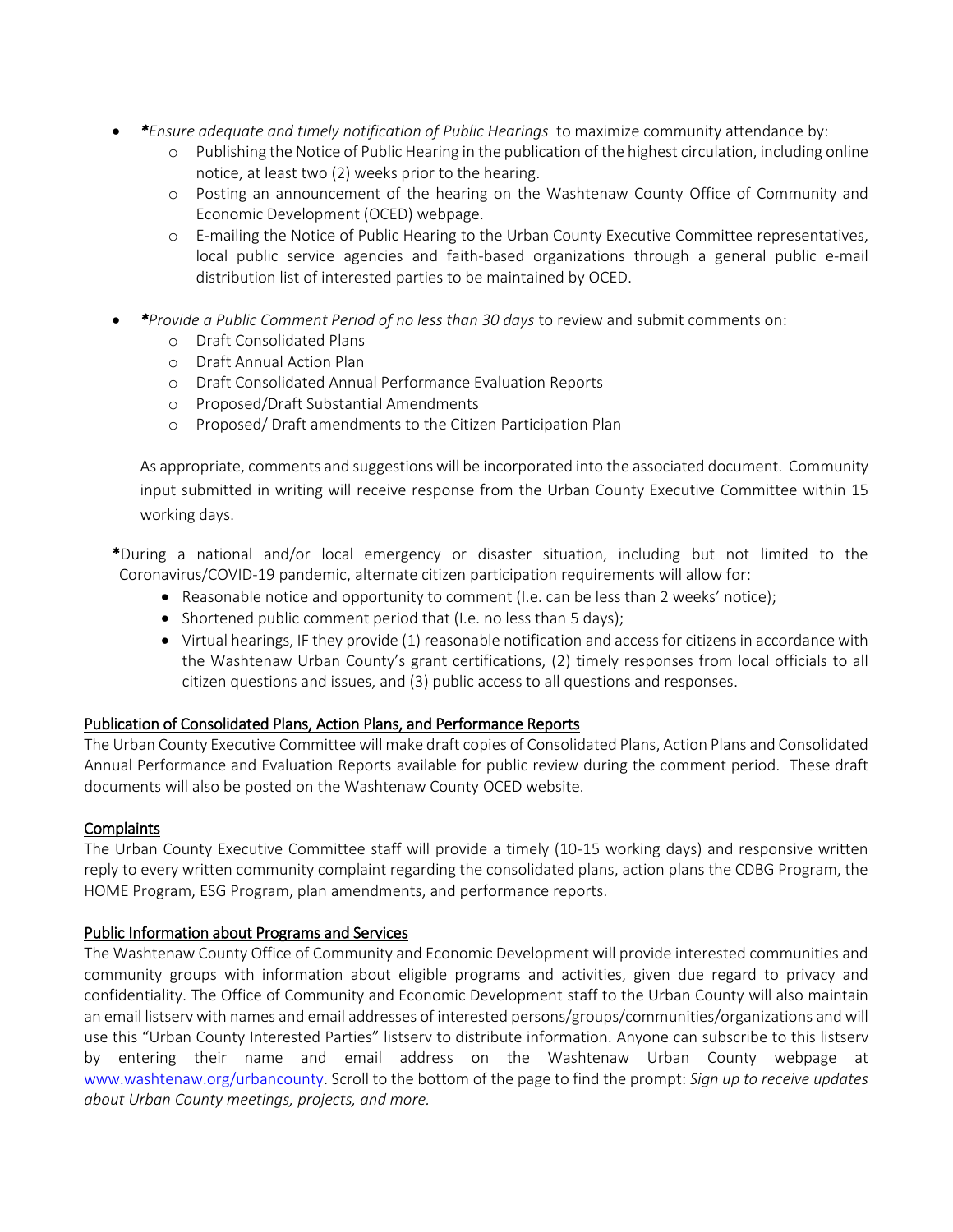- ***Ensure adequate and timely notification of Public Hearings*** to maximize community attendance by:
    - Publishing the Notice of Public Hearing in the publication of the highest circulation, including online notice, at least two (2) weeks prior to the hearing.
    - Posting an announcement of the hearing on the Washtenaw County Office of Community and Economic Development (OCED) webpage.
    - E-mailing the Notice of Public Hearing to the Urban County Executive Committee representatives, local public service agencies and faith-based organizations through a general public e-mail distribution list of interested parties to be maintained by OCED.

- ***Provide a Public Comment Period of no less than 30 days*** to review and submit comments on:
    - Draft Consolidated Plans
    - Draft Annual Action Plan
    - Draft Consolidated Annual Performance Evaluation Reports
    - Proposed/Draft Substantial Amendments
    - Proposed/ Draft amendments to the Citizen Participation Plan

  As appropriate, comments and suggestions will be incorporated into the associated document. Community input submitted in writing will receive response from the Urban County Executive Committee within 15 working days.

***During a national and/or local emergency or disaster situation, including but not limited to the Coronavirus/COVID-19 pandemic, alternate citizen participation requirements will allow for:**

- Reasonable notice and opportunity to comment (I.e. can be less than 2 weeks' notice);
- Shortened public comment period that (I.e. no less than 5 days);
- Virtual hearings, IF they provide (1) reasonable notification and access for citizens in accordance with the Washtenaw Urban County's grant certifications, (2) timely responses from local officials to all citizen questions and issues, and (3) public access to all questions and responses.

<u>Publication of Consolidated Plans, Action Plans, and Performance Reports</u>

The Urban County Executive Committee will make draft copies of Consolidated Plans, Action Plans and Consolidated Annual Performance and Evaluation Reports available for public review during the comment period. These draft documents will also be posted on the Washtenaw County OCED website.

<u>Complaints</u>

The Urban County Executive Committee staff will provide a timely (10-15 working days) and responsive written reply to every written community complaint regarding the consolidated plans, action plans the CDBG Program, the HOME Program, ESG Program, plan amendments, and performance reports.

<u>Public Information about Programs and Services</u>

The Washtenaw County Office of Community and Economic Development will provide interested communities and community groups with information about eligible programs and activities, given due regard to privacy and confidentiality. The Office of Community and Economic Development staff to the Urban County will also maintain an email listserv with names and email addresses of interested persons/groups/communities/organizations and will use this "Urban County Interested Parties" listserv to distribute information. Anyone can subscribe to this listserv by entering their name and email address on the Washtenaw Urban County webpage at [www.washtenaw.org/urbancounty](http://www.washtenaw.org/urbancounty). Scroll to the bottom of the page to find the prompt: *Sign up to receive updates about Urban County meetings, projects, and more.*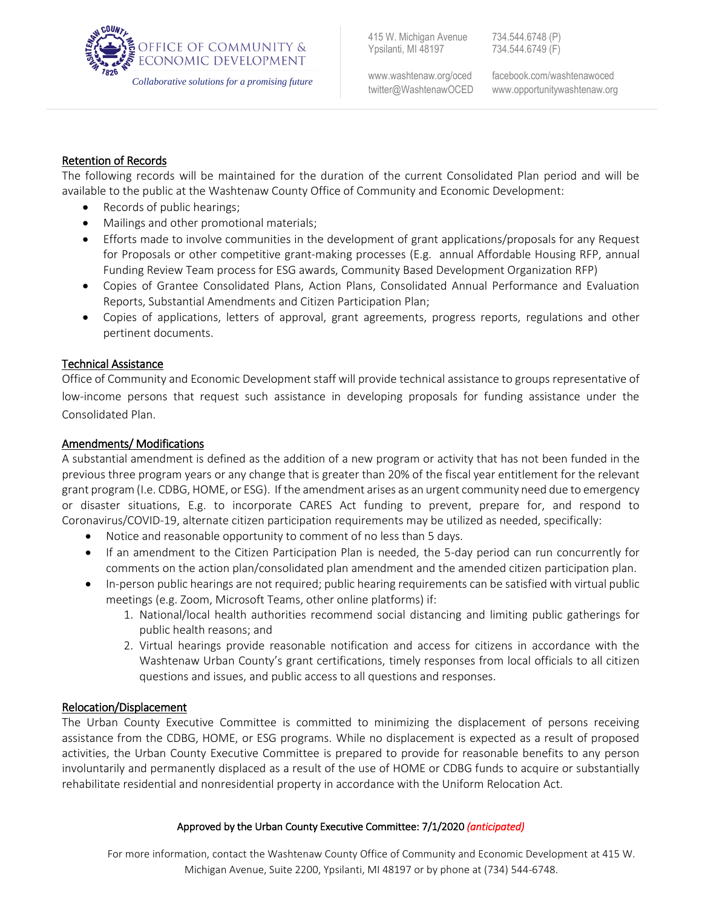## Retention of Records

The following records will be maintained for the duration of the current Consolidated Plan period and will be available to the public at the Washtenaw County Office of Community and Economic Development:

- Records of public hearings;
- Mailings and other promotional materials;
- Efforts made to involve communities in the development of grant applications/proposals for any Request for Proposals or other competitive grant-making processes (E.g. annual Affordable Housing RFP, annual Funding Review Team process for ESG awards, Community Based Development Organization RFP)
- Copies of Grantee Consolidated Plans, Action Plans, Consolidated Annual Performance and Evaluation Reports, Substantial Amendments and Citizen Participation Plan;
- Copies of applications, letters of approval, grant agreements, progress reports, regulations and other pertinent documents.

## Technical Assistance

Office of Community and Economic Development staff will provide technical assistance to groups representative of low-income persons that request such assistance in developing proposals for funding assistance under the Consolidated Plan.

## Amendments/ Modifications

A substantial amendment is defined as the addition of a new program or activity that has not been funded in the previous three program years or any change that is greater than 20% of the fiscal year entitlement for the relevant grant program (I.e. CDBG, HOME, or ESG). If the amendment arises as an urgent community need due to emergency or disaster situations, E.g. to incorporate CARES Act funding to prevent, prepare for, and respond to Coronavirus/COVID-19, alternate citizen participation requirements may be utilized as needed, specifically:

- Notice and reasonable opportunity to comment of no less than 5 days.
- If an amendment to the Citizen Participation Plan is needed, the 5-day period can run concurrently for comments on the action plan/consolidated plan amendment and the amended citizen participation plan.
- In-person public hearings are not required; public hearing requirements can be satisfied with virtual public meetings (e.g. Zoom, Microsoft Teams, other online platforms) if:
  1. National/local health authorities recommend social distancing and limiting public gatherings for public health reasons; and
  2. Virtual hearings provide reasonable notification and access for citizens in accordance with the Washtenaw Urban County's grant certifications, timely responses from local officials to all citizen questions and issues, and public access to all questions and responses.

## Relocation/Displacement

The Urban County Executive Committee is committed to minimizing the displacement of persons receiving assistance from the CDBG, HOME, or ESG programs. While no displacement is expected as a result of proposed activities, the Urban County Executive Committee is prepared to provide for reasonable benefits to any person involuntarily and permanently displaced as a result of the use of HOME or CDBG funds to acquire or substantially rehabilitate residential and nonresidential property in accordance with the Uniform Relocation Act.

Approved by the Urban County Executive Committee: 7/1/2020 *(anticipated)*

For more information, contact the Washtenaw County Office of Community and Economic Development at 415 W. Michigan Avenue, Suite 2200, Ypsilanti, MI 48197 or by phone at (734) 544-6748.